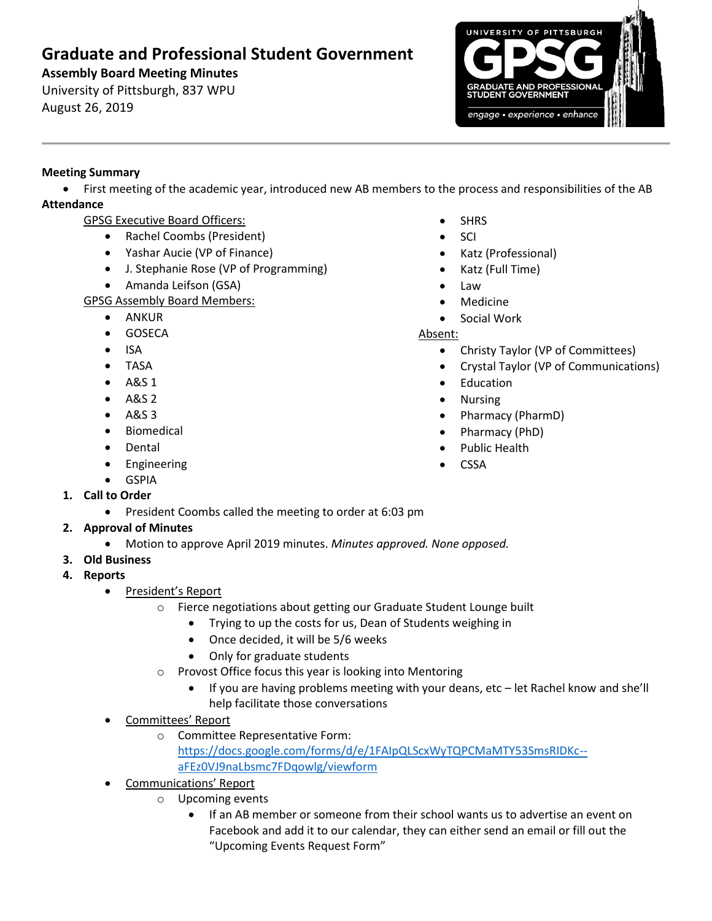# Graduate and Professional Student Government

**Assembly Board Meeting Minutes**

University of Pittsburgh, 837 WPU

August 26, 2019

**Meeting Summary**

- First meeting of the academic year, introduced new AB members to the process and responsibilities of the AB

**Attendance**

GPSG Executive Board Officers:

- Rachel Coombs (President)
- Yashar Aucie (VP of Finance)
- J. Stephanie Rose (VP of Programming)
- Amanda Leifson (GSA)

GPSG Assembly Board Members:

- ANKUR
- GOSECA
- ISA
- TASA
- A&S 1
- A&S 2
- A&S 3
- Biomedical
- Dental
- Engineering
- GSPIA
- SHRS
- SCI
- Katz (Professional)
- Katz (Full Time)
- Law
- Medicine
- Social Work

Absent:

- Christy Taylor (VP of Committees)
- Crystal Taylor (VP of Communications)
- Education
- Nursing
- Pharmacy (PharmD)
- Pharmacy (PhD)
- Public Health
- CSSA

1. **Call to Order**
   - President Coombs called the meeting to order at 6:03 pm
2. **Approval of Minutes**
   - Motion to approve April 2019 minutes. *Minutes approved. None opposed.*
3. **Old Business**
4. **Reports**
   - President's Report
     - Fierce negotiations about getting our Graduate Student Lounge built
       - Trying to up the costs for us, Dean of Students weighing in
       - Once decided, it will be 5/6 weeks
       - Only for graduate students
     - Provost Office focus this year is looking into Mentoring
       - If you are having problems meeting with your deans, etc – let Rachel know and she'll help facilitate those conversations
   - Committees' Report
     - Committee Representative Form: https://docs.google.com/forms/d/e/1FAIpQLScxWyTQPCMaMTY53SmsRIDKc--aFEz0VJ9naLbsmc7FDqowlg/viewform
   - Communications' Report
     - Upcoming events
       - If an AB member or someone from their school wants us to advertise an event on Facebook and add it to our calendar, they can either send an email or fill out the "Upcoming Events Request Form"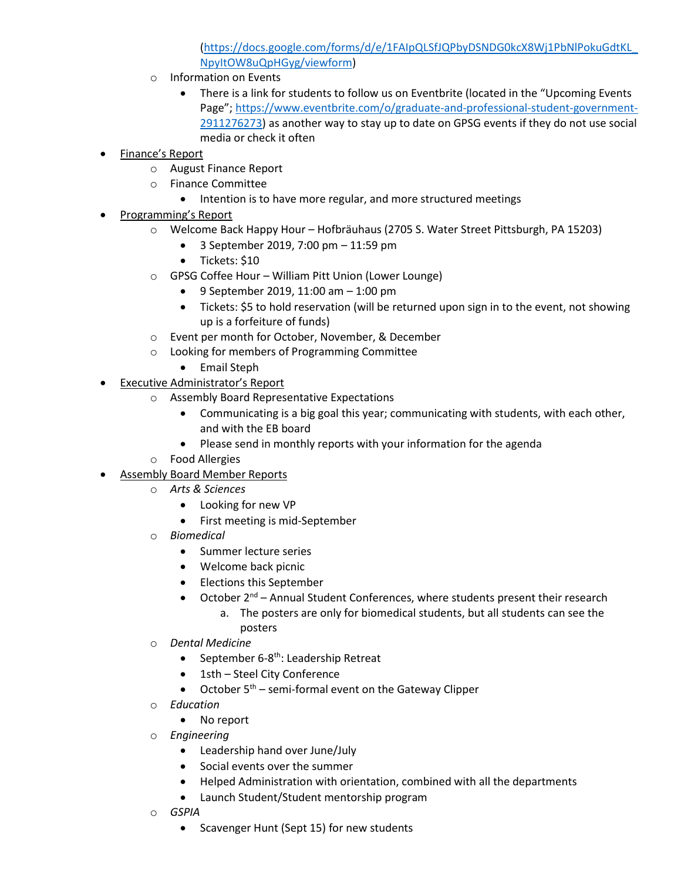(https://docs.google.com/forms/d/e/1FAIpQLSfJQPbyDSNDG0kcX8Wj1PbNlPokuGdtKL_NpyItOW8uQpHGyg/viewform)

- Information on Events
  - There is a link for students to follow us on Eventbrite (located in the "Upcoming Events Page"; https://www.eventbrite.com/o/graduate-and-professional-student-government-2911276273) as another way to stay up to date on GPSG events if they do not use social media or check it often

- <u>Finance's Report</u>
  - August Finance Report
  - Finance Committee
    - Intention is to have more regular, and more structured meetings
- <u>Programming's Report</u>
  - Welcome Back Happy Hour – Hofbräuhaus (2705 S. Water Street Pittsburgh, PA 15203)
    - 3 September 2019, 7:00 pm – 11:59 pm
    - Tickets: $10
  - GPSG Coffee Hour – William Pitt Union (Lower Lounge)
    - 9 September 2019, 11:00 am – 1:00 pm
    - Tickets: $5 to hold reservation (will be returned upon sign in to the event, not showing up is a forfeiture of funds)
  - Event per month for October, November, & December
  - Looking for members of Programming Committee
    - Email Steph
- <u>Executive Administrator's Report</u>
  - Assembly Board Representative Expectations
    - Communicating is a big goal this year; communicating with students, with each other, and with the EB board
    - Please send in monthly reports with your information for the agenda
  - Food Allergies
- <u>Assembly Board Member Reports</u>
  - *Arts & Sciences*
    - Looking for new VP
    - First meeting is mid-September
  - *Biomedical*
    - Summer lecture series
    - Welcome back picnic
    - Elections this September
    - October 2nd – Annual Student Conferences, where students present their research
      a. The posters are only for biomedical students, but all students can see the posters
  - *Dental Medicine*
    - September 6-8th: Leadership Retreat
    - 1sth – Steel City Conference
    - October 5th – semi-formal event on the Gateway Clipper
  - *Education*
    - No report
  - *Engineering*
    - Leadership hand over June/July
    - Social events over the summer
    - Helped Administration with orientation, combined with all the departments
    - Launch Student/Student mentorship program
  - *GSPIA*
    - Scavenger Hunt (Sept 15) for new students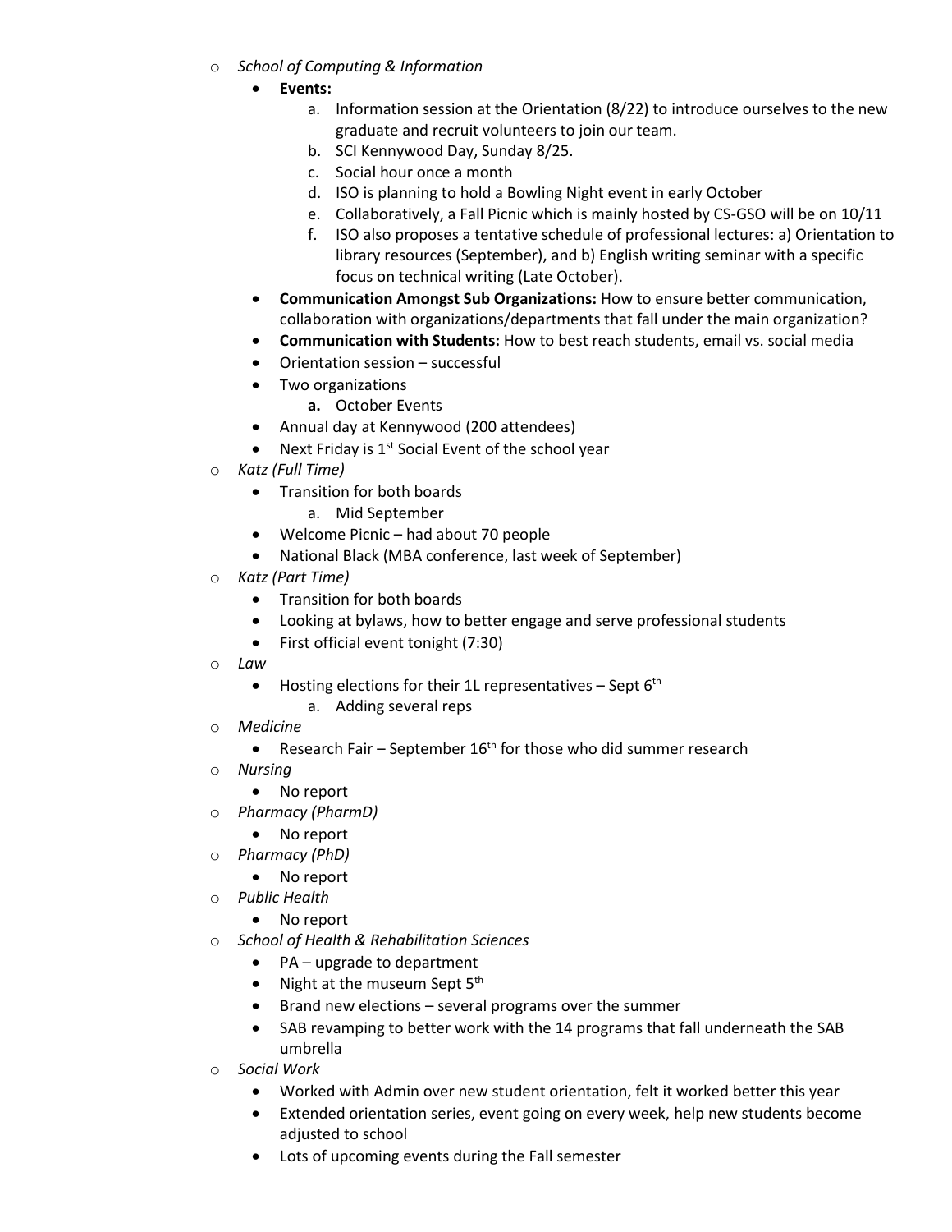- *School of Computing & Information*
  - **Events:**
    a. Information session at the Orientation (8/22) to introduce ourselves to the new graduate and recruit volunteers to join our team.
    b. SCI Kennywood Day, Sunday 8/25.
    c. Social hour once a month
    d. ISO is planning to hold a Bowling Night event in early October
    e. Collaboratively, a Fall Picnic which is mainly hosted by CS-GSO will be on 10/11
    f. ISO also proposes a tentative schedule of professional lectures: a) Orientation to library resources (September), and b) English writing seminar with a specific focus on technical writing (Late October).
  - **Communication Amongst Sub Organizations:** How to ensure better communication, collaboration with organizations/departments that fall under the main organization?
  - **Communication with Students:** How to best reach students, email vs. social media
  - Orientation session – successful
  - Two organizations
    **a.** October Events
  - Annual day at Kennywood (200 attendees)
  - Next Friday is 1st Social Event of the school year
- *Katz (Full Time)*
  - Transition for both boards
    a. Mid September
  - Welcome Picnic – had about 70 people
  - National Black (MBA conference, last week of September)
- *Katz (Part Time)*
  - Transition for both boards
  - Looking at bylaws, how to better engage and serve professional students
  - First official event tonight (7:30)
- *Law*
  - Hosting elections for their 1L representatives – Sept 6th
    a. Adding several reps
- *Medicine*
  - Research Fair – September 16th for those who did summer research
- *Nursing*
  - No report
- *Pharmacy (PharmD)*
  - No report
- *Pharmacy (PhD)*
  - No report
- *Public Health*
  - No report
- *School of Health & Rehabilitation Sciences*
  - PA – upgrade to department
  - Night at the museum Sept 5th
  - Brand new elections – several programs over the summer
  - SAB revamping to better work with the 14 programs that fall underneath the SAB umbrella
- *Social Work*
  - Worked with Admin over new student orientation, felt it worked better this year
  - Extended orientation series, event going on every week, help new students become adjusted to school
  - Lots of upcoming events during the Fall semester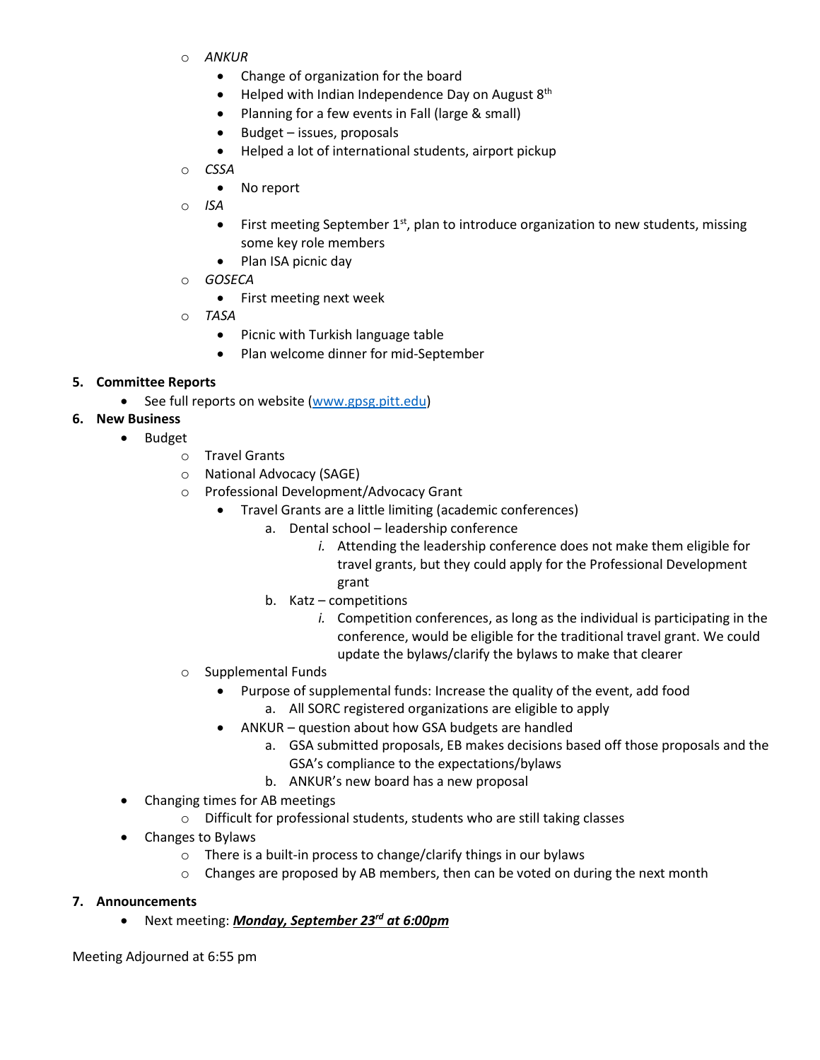- *ANKUR*
  - Change of organization for the board
  - Helped with Indian Independence Day on August 8th
  - Planning for a few events in Fall (large & small)
  - Budget – issues, proposals
  - Helped a lot of international students, airport pickup
- *CSSA*
  - No report
- *ISA*
  - First meeting September 1st, plan to introduce organization to new students, missing some key role members
  - Plan ISA picnic day
- *GOSECA*
  - First meeting next week
- *TASA*
  - Picnic with Turkish language table
  - Plan welcome dinner for mid-September

5. **Committee Reports**
   - See full reports on website ([www.gpsg.pitt.edu](www.gpsg.pitt.edu))
6. **New Business**
   - Budget
     - Travel Grants
     - National Advocacy (SAGE)
     - Professional Development/Advocacy Grant
       - Travel Grants are a little limiting (academic conferences)
         a. Dental school – leadership conference
            *i.* Attending the leadership conference does not make them eligible for travel grants, but they could apply for the Professional Development grant
         b. Katz – competitions
            *i.* Competition conferences, as long as the individual is participating in the conference, would be eligible for the traditional travel grant. We could update the bylaws/clarify the bylaws to make that clearer
     - Supplemental Funds
       - Purpose of supplemental funds: Increase the quality of the event, add food
         a. All SORC registered organizations are eligible to apply
       - ANKUR – question about how GSA budgets are handled
         a. GSA submitted proposals, EB makes decisions based off those proposals and the GSA's compliance to the expectations/bylaws
         b. ANKUR's new board has a new proposal
   - Changing times for AB meetings
     - Difficult for professional students, students who are still taking classes
   - Changes to Bylaws
     - There is a built-in process to change/clarify things in our bylaws
     - Changes are proposed by AB members, then can be voted on during the next month
7. **Announcements**
   - Next meeting: ***<u>Monday, September 23rd at 6:00pm</u>***

Meeting Adjourned at 6:55 pm